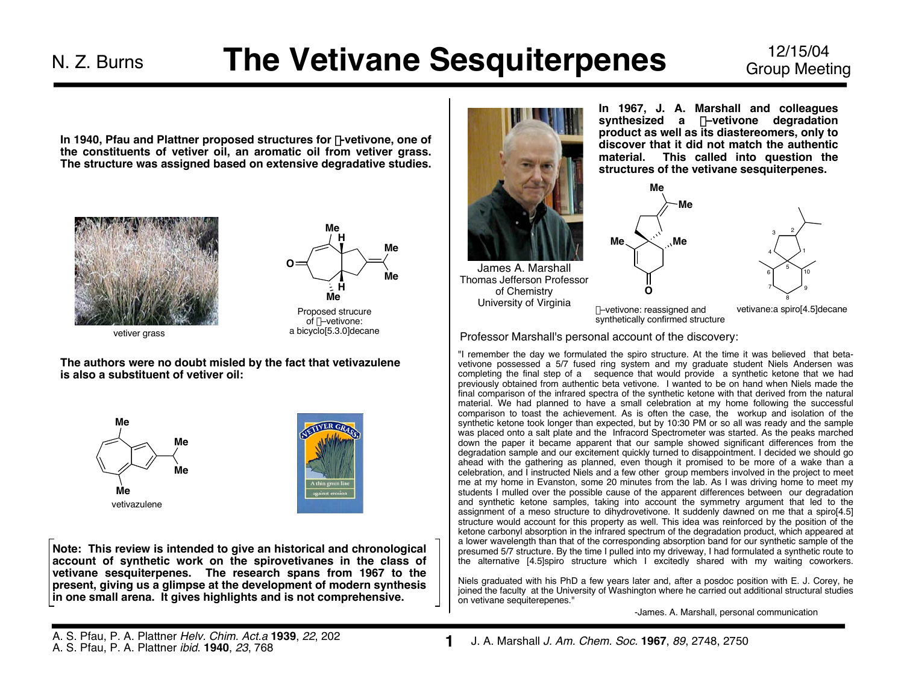# The Vetivane Sesquiterpenes

In 1940, Pfau and Plattner proposed structures for β-vetivone, one of the constituents of vetiver oil, an aromatic oil from vetiver grass. The structure was assigned based on extensive degradative studies.

vetiver grass

Proposed strucure of β–vetivone: a bicyclo[5.3.0]decane

The authors were no doubt misled by the fact that vetivazulene is also a substituent of vetiver oil:

vetivazulene

**Note: This review is intended to give an historical and chronological account of synthetic work on the spirovetivanes in the class of vetivane sesquiterpenes. The research spans from 1967 to the present, giving us a glimpse at the development of modern synthesis in one small arena. It gives highlights and is not comprehensive.**

A. S. Pfau, P. A. Plattner *Helv. Chim. Act.a* **1939**, *22*, 202
A. S. Pfau, P. A. Plattner *ibid.* **1940**, *23*, 768

James A. Marshall
Thomas Jefferson Professor of Chemistry
University of Virginia

**In 1967, J. A. Marshall and colleagues synthesized a β–vetivone degradation product as well as its diastereomers, only to discover that it did not match the authentic material. This called into question the structures of the vetivane sesquiterpenes.**

β–vetivone: reassigned and synthetically confirmed structure

vetivane: a spiro[4.5]decane

Professor Marshall's personal account of the discovery:

"I remember the day we formulated the spiro structure. At the time it was believed that beta-vetivone possessed a 5/7 fused ring system and my graduate student Niels Andersen was completing the final step of a sequence that would provide a synthetic ketone that we had previously obtained from authentic beta vetivone. I wanted to be on hand when Niels made the final comparison of the infrared spectra of the synthetic ketone with that derived from the natural material. We had planned to have a small celebration at my home following the successful comparison to toast the achievement. As is often the case, the workup and isolation of the synthetic ketone took longer than expected, but by 10:30 PM or so all was ready and the sample was placed onto a salt plate and the Infracord Spectrometer was started. As the peaks marched down the paper it became apparent that our sample showed significant differences from the degradation sample and our excitement quickly turned to disappointment. I decided we should go ahead with the gathering as planned, even though it promised to be more of a wake than a celebration, and I instructed Niels and a few other group members involved in the project to meet me at my home in Evanston, some 20 minutes from the lab. As I was driving home to meet my students I mulled over the possible cause of the apparent differences between our degradation and synthetic ketone samples, taking into account the symmetry argument that led to the assignment of a meso structure to dihydrovetivone. It suddenly dawned on me that a spiro[4.5] structure would account for this property as well. This idea was reinforced by the position of the ketone carbonyl absorption in the infrared spectrum of the degradation product, which appeared at a lower wavelength than that of the corresponding absorption band for our synthetic sample of the presumed 5/7 structure. By the time I pulled into my driveway, I had formulated a synthetic route to the alternative [4.5]spiro structure which I excitedly shared with my waiting coworkers.

Niels graduated with his PhD a few years later and, after a posdoc position with E. J. Corey, he joined the faculty at the University of Washington where he carried out additional structural studies on vetivane sequiterepenes."

-James. A. Marshall, personal communication

J. A. Marshall *J. Am. Chem. Soc.* **1967**, *89*, 2748, 2750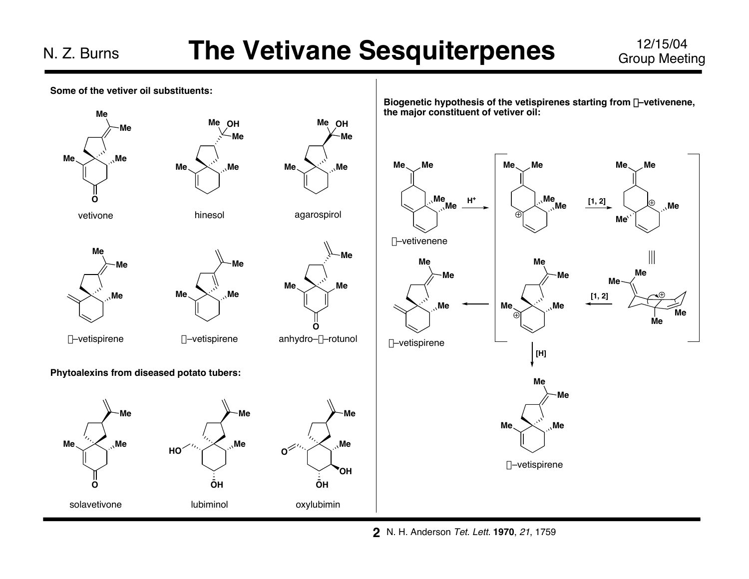# The Vetivane Sesquiterpenes

**Some of the vetiver oil substituents:**

vetivone

hinesol

agarospirol

□–vetispirene

□–vetispirene

anhydro–□–rotunol

**Phytoalexins from diseased potato tubers:**

solavetivone

lubiminol

oxylubimin

**Biogenetic hypothesis of the vetispirenes starting from □–vetivenene, the major constituent of vetiver oil:**

□–vetivenene

$H^+$

[1, 2]

[1, 2]

□–vetispirene

[H]

□–vetispirene

N. H. Anderson *Tet. Lett.* **1970**, *21*, 1759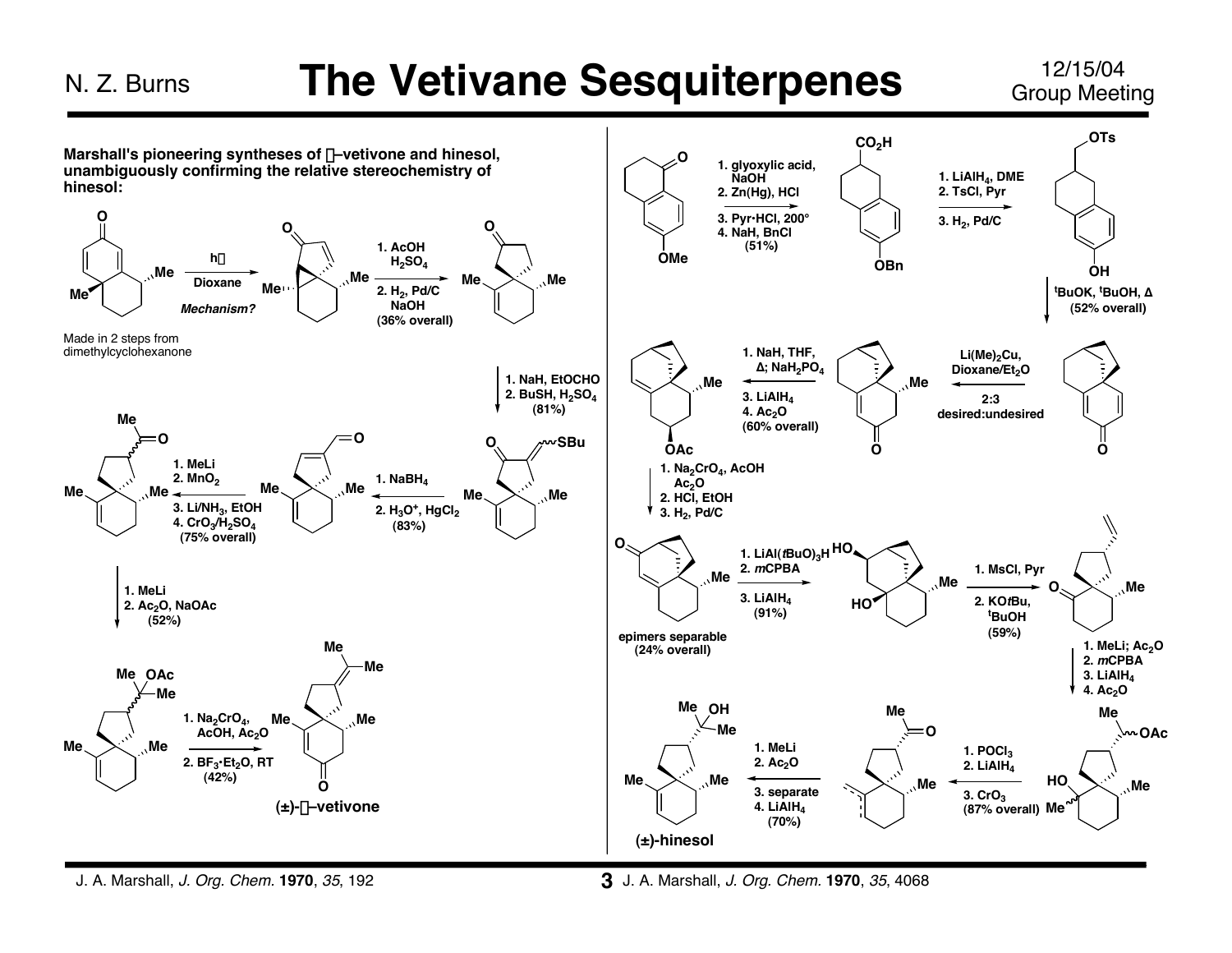# The Vetivane Sesquiterpenes

**Marshall's pioneering syntheses of β–vetivone and hinesol, unambiguously confirming the relative stereochemistry of hinesol:**

hν, Dioxane — *Mechanism?*

Made in 2 steps from dimethylcyclohexanone

1. AcOH, $H_2SO_4$
2. $H_2$, Pd/C, NaOH
(36% overall)

1. NaH, EtOCHO
2. BuSH, $H_2SO_4$
(81%)

1. $NaBH_4$
2. $H_3O^+$, $HgCl_2$
(83%)

1. MeLi
2. $MnO_2$
3. Li/$NH_3$, EtOH
4. $CrO_3$/$H_2SO_4$
(75% overall)

1. MeLi
2. $Ac_2O$, NaOAc
(52%)

1. $Na_2CrO_4$, AcOH, $Ac_2O$
2. $BF_3$·$Et_2O$, RT
(42%)

(±)-β–vetivone

J. A. Marshall, *J. Org. Chem.* **1970**, *35*, 192

1. glyoxylic acid, NaOH
2. Zn(Hg), HCl
3. Pyr·HCl, 200°
4. NaH, BnCl
(51%)

1. $LiAlH_4$, DME
2. TsCl, Pyr
3. $H_2$, Pd/C

$^t$BuOK, $^t$BuOH, Δ
(52% overall)

Li(Me)$_2$Cu, Dioxane/$Et_2O$

2:3 desired:undesired

1. NaH, THF, Δ; $NaH_2PO_4$
3. $LiAlH_4$
4. $Ac_2O$
(60% overall)

1. $Na_2CrO_4$, AcOH, $Ac_2O$
2. HCl, EtOH
3. $H_2$, Pd/C

epimers separable
(24% overall)

1. LiAl($t$BuO)$_3$H
2. $m$CPBA
3. $LiAlH_4$
(91%)

1. MsCl, Pyr
2. KO$t$Bu, $^t$BuOH
(59%)

1. MeLi; $Ac_2O$
2. $m$CPBA
3. $LiAlH_4$
4. $Ac_2O$

1. $POCl_3$
2. $LiAlH_4$
3. $CrO_3$
(87% overall)

1. MeLi
2. $Ac_2O$
3. separate
4. $LiAlH_4$
(70%)

(±)-hinesol

J. A. Marshall, *J. Org. Chem.* **1970**, *35*, 4068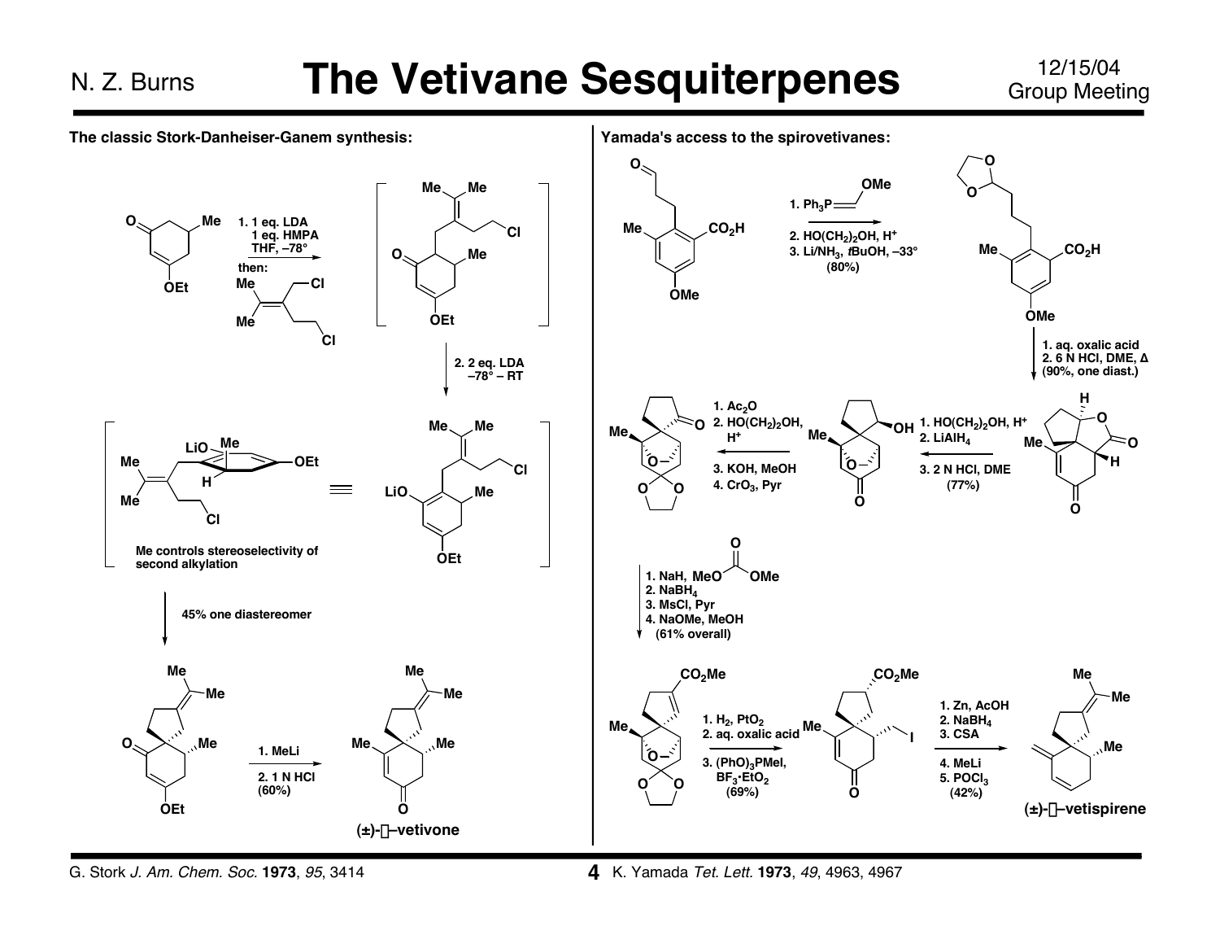## The classic Stork-Danheiser-Ganem synthesis:

1. 1 eq. LDA, 1 eq. HMPA, THF, –78°; then: (Me)$_2$C=C($CH_2$Cl)($CH_2CH_2$Cl)

2. 2 eq. LDA, –78° – RT

Me controls stereoselectivity of second alkylation

45% one diastereomer

1. MeLi
2. 1 N HCl (60%)

(±)-β–vetivone

G. Stork *J. Am. Chem. Soc.* **1973**, *95*, 3414

## Yamada's access to the spirovetivanes:

1. $Ph_3P$=CHOMe
2. $HO(CH_2)_2OH$, $H^+$
3. Li/$NH_3$, *t*BuOH, –33° (80%)

1. aq. oxalic acid
2. 6 N HCl, DME, Δ (90%, one diast.)

1. $HO(CH_2)_2OH$, $H^+$
2. $LiAlH_4$
3. 2 N HCl, DME (77%)

1. $Ac_2O$
2. $HO(CH_2)_2OH$, $H^+$
3. KOH, MeOH
4. $CrO_3$, Pyr

1. NaH, MeOC(O)OMe
2. $NaBH_4$
3. MsCl, Pyr
4. NaOMe, MeOH (61% overall)

1. $H_2$, $PtO_2$
2. aq. oxalic acid
3. $(PhO)_3PMeI$, $BF_3 \cdot EtO_2$ (69%)

1. Zn, AcOH
2. $NaBH_4$
3. CSA
4. MeLi
5. $POCl_3$ (42%)

(±)-β–vetispirene

K. Yamada *Tet. Lett.* **1973**, *49*, 4963, 4967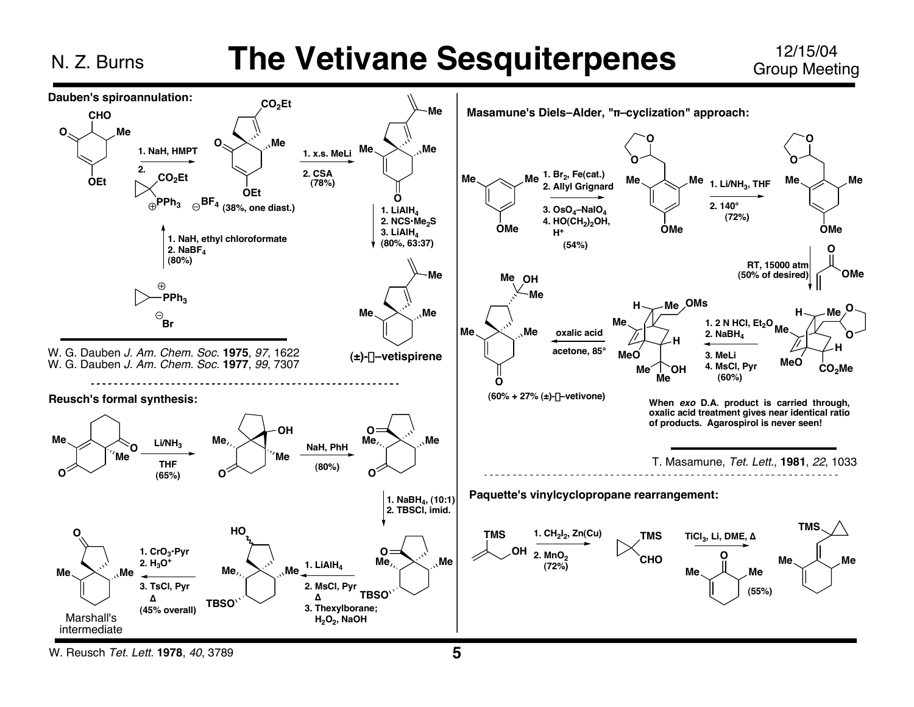# The Vetivane Sesquiterpenes

**Dauben's spiroannulation:**

1. NaH, HMPT
2. (cyclopropyl)$PPh_3$ $CO_2Et$ $BF_4$ (38%, one diast.)

1. NaH, ethyl chloroformate
2. $NaBF_4$
(80%)

1. x.s. MeLi
2. CSA (78%)

1. $LiAlH_4$
2. $NCS{\cdot}Me_2S$
3. $LiAlH_4$
(80%, 63:37)

(±)-β–vetispirene

W. G. Dauben *J. Am. Chem. Soc.* **1975**, *97*, 1622
W. G. Dauben *J. Am. Chem. Soc.* **1977**, *99*, 7307

**Reusch's formal synthesis:**

$Li/NH_3$, THF (65%)

NaH, PhH (80%)

1. $NaBH_4$, (10:1)
2. TBSCl, imid.

1. $LiAlH_4$
2. MsCl, Pyr, Δ
3. Thexylborane; $H_2O_2$, NaOH

1. $CrO_3{\cdot}Pyr$
2. $H_3O^+$
3. TsCl, Pyr, Δ
(45% overall)

Marshall's intermediate

W. Reusch *Tet. Lett.* **1978**, *40*, 3789

**Masamune's Diels–Alder, "π–cyclization" approach:**

1. $Br_2$, Fe(cat.)
2. Allyl Grignard
3. $OsO_4$–$NaIO_4$
4. $HO(CH_2)_2OH$, $H^+$
(54%)

1. $Li/NH_3$, THF
2. 140° (72%)

RT, 15000 atm (50% of desired)

1. 2 N HCl, $Et_2O$
2. $NaBH_4$
3. MeLi
4. MsCl, Pyr
(60%)

oxalic acid, acetone, 85°

(60% + 27% (±)-β–vetivone)

When *exo* D.A. product is carried through, oxalic acid treatment gives near identical ratio of products. Agarospirol is never seen!

T. Masamune, *Tet. Lett.*, **1981**, *22*, 1033

**Paquette's vinylcyclopropane rearrangement:**

1. $CH_2I_2$, Zn(Cu)
2. $MnO_2$ (72%)

$TiCl_3$, Li, DME, Δ (55%)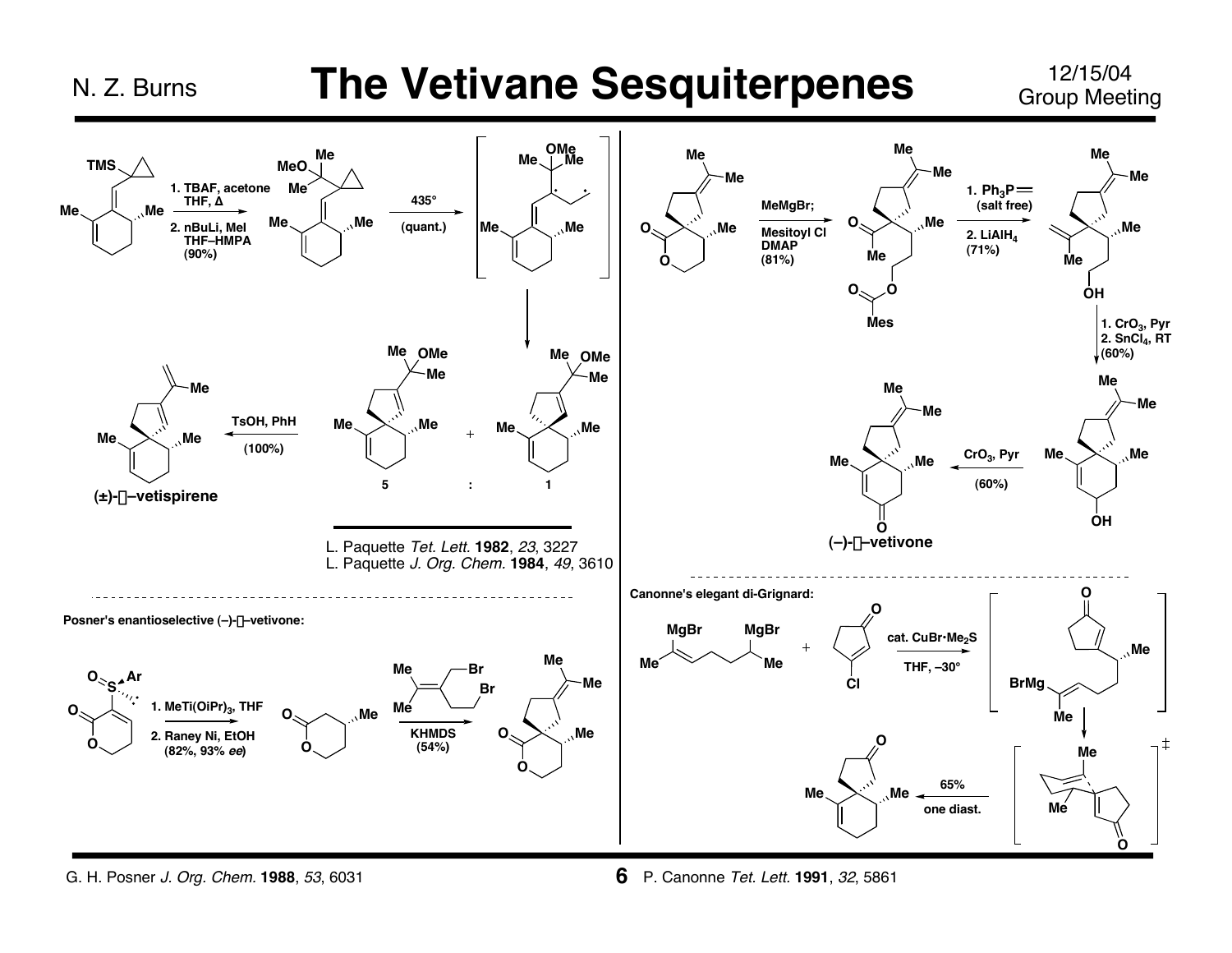# The Vetivane Sesquiterpenes

1. TBAF, acetone THF, Δ
2. nBuLi, MeI THF–HMPA (90%)

435° (quant.)

TsOH, PhH (100%)

(±)-β–vetispirene

5 : 1

L. Paquette *Tet. Lett.* **1982**, *23*, 3227
L. Paquette *J. Org. Chem.* **1984**, *49*, 3610

MeMgBr; Mesitoyl Cl DMAP (81%)

1. $Ph_3P=$ (salt free)
2. $LiAlH_4$ (71%)

1. $CrO_3$, Pyr
2. $SnCl_4$, RT (60%)

$CrO_3$, Pyr (60%)

(–)-β–vetivone

**Posner's enantioselective (–)-β–vetivone:**

1. $MeTi(OiPr)_3$, THF
2. Raney Ni, EtOH (82%, 93% *ee*)

KHMDS (54%)

G. H. Posner *J. Org. Chem.* **1988**, *53*, 6031

**Canonne's elegant di-Grignard:**

cat. $CuBr{\cdot}Me_2S$ THF, –30°

65% one diast.

P. Canonne *Tet. Lett.* **1991**, *32*, 5861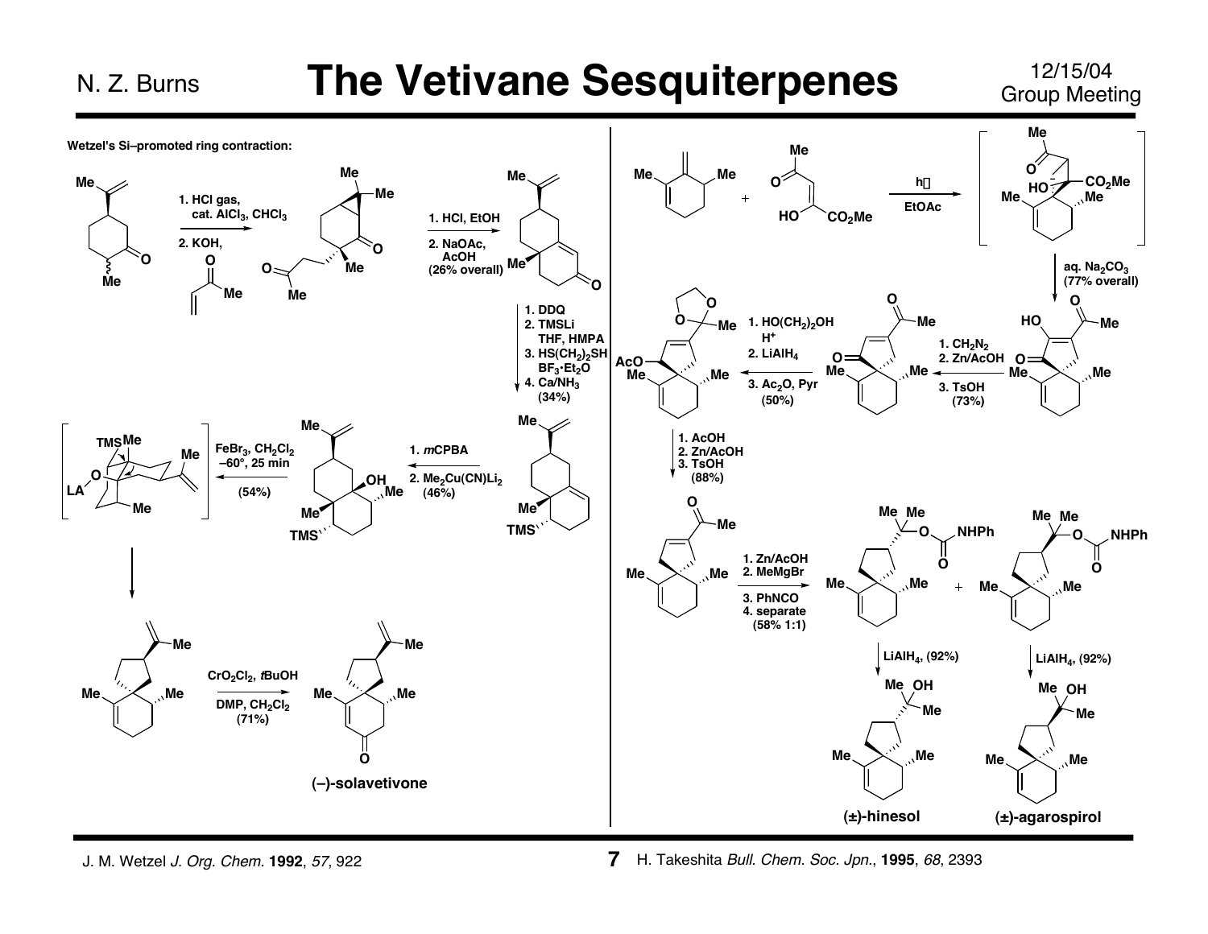# The Vetivane Sesquiterpenes

**Wetzel's Si–promoted ring contraction:**

1. HCl gas, cat. $AlCl_3$, $CHCl_3$
2. KOH, (methyl vinyl ketone)

1. HCl, EtOH
2. NaOAc, AcOH (26% overall)

1. DDQ
2. TMSLi THF, HMPA
3. $HS(CH_2)_2SH$ $BF_3 \cdot Et_2O$
4. $Ca/NH_3$ (34%)

1. *m*CPBA
2. $Me_2Cu(CN)Li_2$ (46%)

$FeBr_3$, $CH_2Cl_2$ –60°, 25 min (54%)

$CrO_2Cl_2$, *t*BuOH
DMP, $CH_2Cl_2$ (71%)

**(–)-solavetivone**

---

hν, EtOAc

aq. $Na_2CO_3$ (77% overall)

1. $CH_2N_2$
2. Zn/AcOH
3. TsOH (73%)

1. $HO(CH_2)_2OH$ $H^+$
2. $LiAlH_4$
3. $Ac_2O$, Pyr (50%)

1. AcOH
2. Zn/AcOH
3. TsOH (88%)

1. Zn/AcOH
2. MeMgBr
3. PhNCO
4. separate (58% 1:1)

$LiAlH_4$, (92%)

$LiAlH_4$, (92%)

**(±)-hinesol**

**(±)-agarospirol**

J. M. Wetzel *J. Org. Chem.* **1992**, *57*, 922

H. Takeshita *Bull. Chem. Soc. Jpn.*, **1995**, *68*, 2393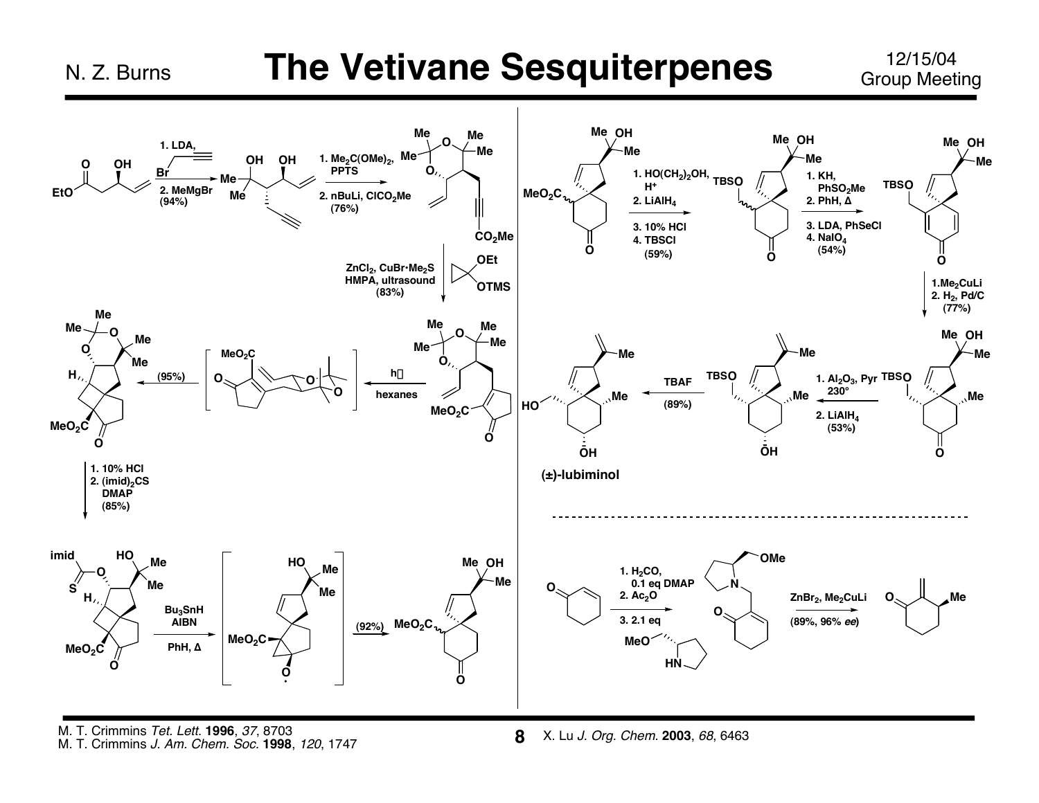# The Vetivane Sesquiterpenes

1. LDA, propargyl bromide
2. MeMgBr
(94%)

1. $Me_2C(OMe)_2$, PPTS
2. nBuLi, $ClCO_2Me$
(76%)

$ZnCl_2$, $CuBr{\cdot}Me_2S$
HMPA, ultrasound
(83%)

hν
hexanes

(95%)

1. 10% HCl
2. $(imid)_2CS$
DMAP
(85%)

$Bu_3SnH$
AIBN
PhH, Δ

(92%)

1. $HO(CH_2)_2OH$, $H^+$
2. $LiAlH_4$
3. 10% HCl
4. TBSCl
(59%)

1. KH, $PhSO_2Me$
2. PhH, Δ
3. LDA, PhSeCl
4. $NaIO_4$
(54%)

1. $Me_2CuLi$
2. $H_2$, Pd/C
(77%)

1. $Al_2O_3$, Pyr 230°
2. $LiAlH_4$
(53%)

TBAF
(89%)

(±)-lubiminol

---

1. $H_2CO$, 0.1 eq DMAP
2. $Ac_2O$
3. 2.1 eq (S)-2-(methoxymethyl)pyrrolidine

$ZnBr_2$, $Me_2CuLi$
(89%, 96% *ee*)

M. T. Crimmins *Tet. Lett.* **1996**, *37*, 8703
M. T. Crimmins *J. Am. Chem. Soc.* **1998**, *120*, 1747

X. Lu *J. Org. Chem.* **2003**, *68*, 6463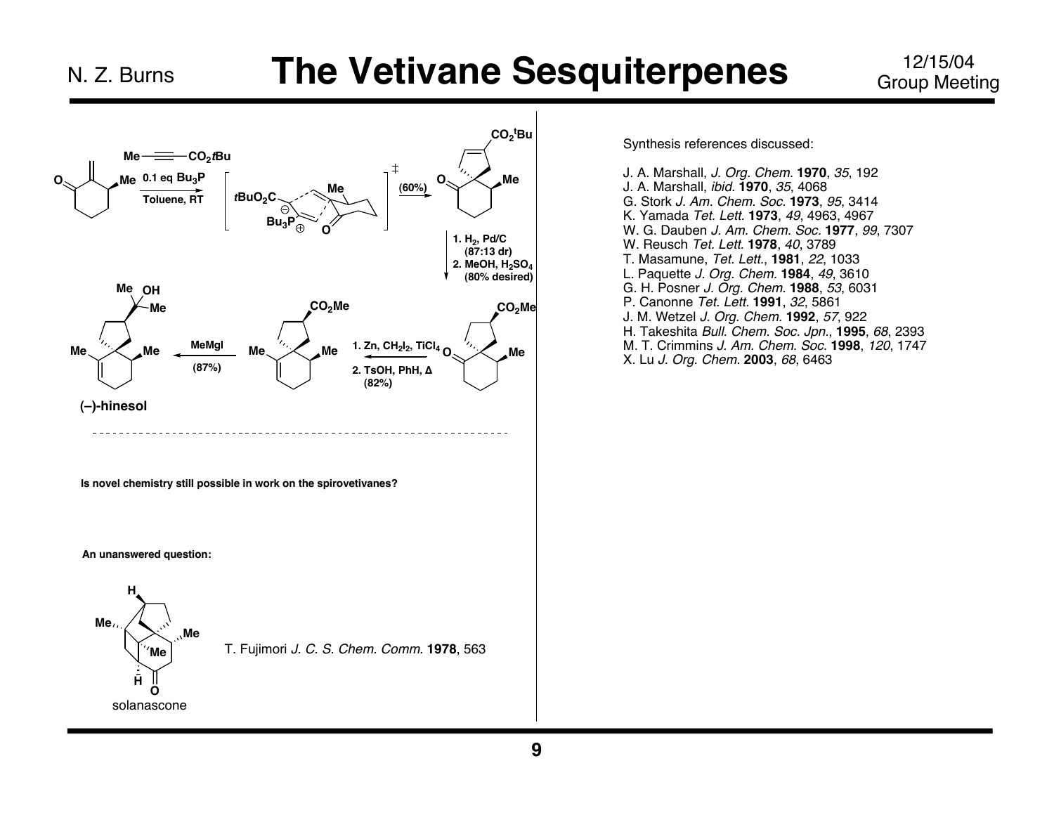# The Vetivane Sesquiterpenes

$Me-C\equiv C-CO_2tBu$

0.1 eq $Bu_3P$

Toluene, RT

$tBuO_2C$

$Bu_3P^{\oplus}$

(60%)

$CO_2{}^tBu$

1. $H_2$, Pd/C (87:13 dr)
2. MeOH, $H_2SO_4$ (80% desired)

$CO_2Me$

1. Zn, $CH_2I_2$, $TiCl_4$
2. TsOH, PhH, Δ (82%)

MeMgI (87%)

(–)-hinesol

**Is novel chemistry still possible in work on the spirovetivanes?**

**An unanswered question:**

solanascone

T. Fujimori *J. C. S. Chem. Comm.* **1978**, 563

Synthesis references discussed:

J. A. Marshall, *J. Org. Chem.* **1970**, *35*, 192
J. A. Marshall, *ibid.* **1970**, *35*, 4068
G. Stork *J. Am. Chem. Soc.* **1973**, *95*, 3414
K. Yamada *Tet. Lett.* **1973**, *49*, 4963, 4967
W. G. Dauben *J. Am. Chem. Soc.* **1977**, *99*, 7307
W. Reusch *Tet. Lett.* **1978**, *40*, 3789
T. Masamune, *Tet. Lett.*, **1981**, *22*, 1033
L. Paquette *J. Org. Chem.* **1984**, *49*, 3610
G. H. Posner *J. Org. Chem.* **1988**, *53*, 6031
P. Canonne *Tet. Lett.* **1991**, *32*, 5861
J. M. Wetzel *J. Org. Chem.* **1992**, *57*, 922
H. Takeshita *Bull. Chem. Soc. Jpn.*, **1995**, *68*, 2393
M. T. Crimmins *J. Am. Chem. Soc.* **1998**, *120*, 1747
X. Lu *J. Org. Chem.* **2003**, *68*, 6463